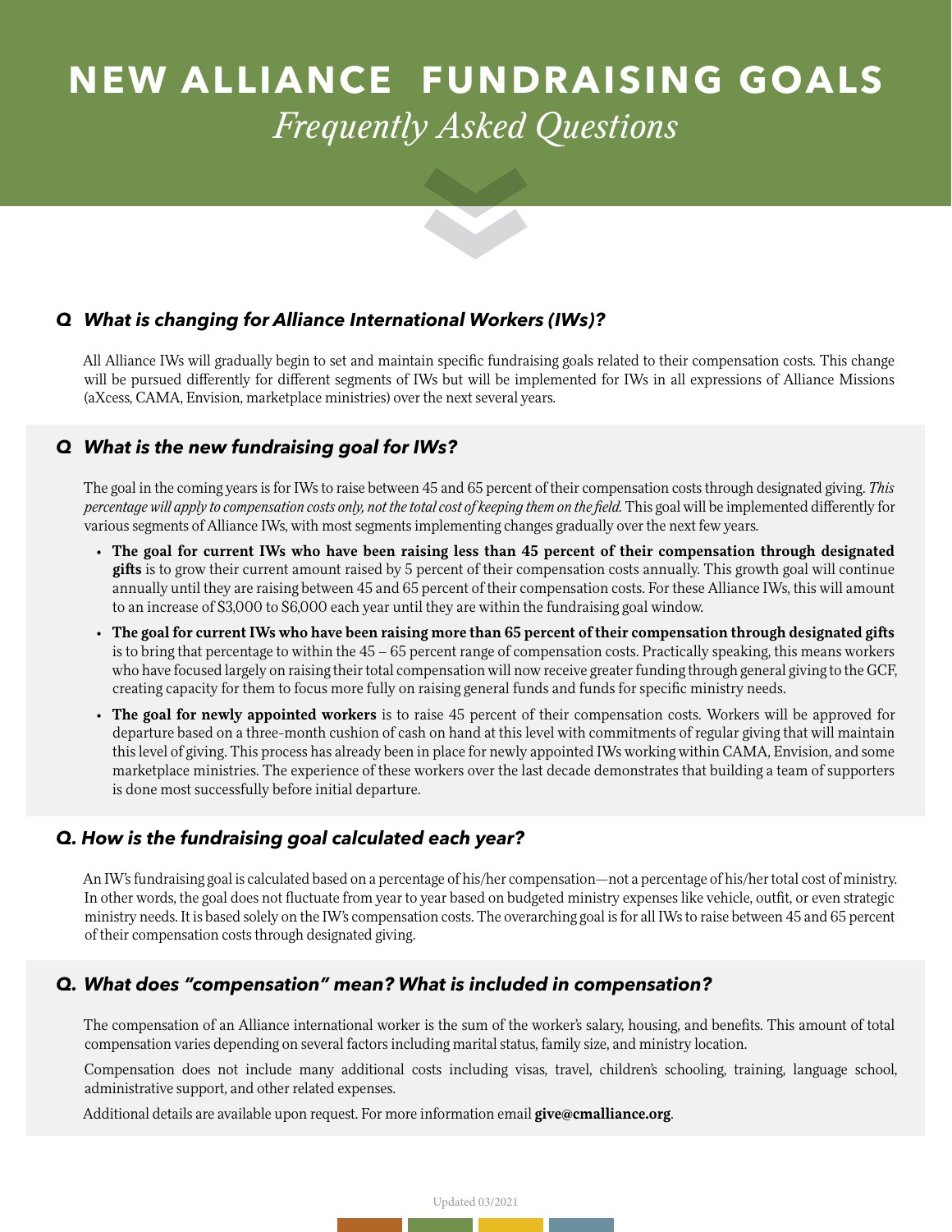# NEW ALLIANCE FUNDRAISING GOALS

## *Frequently Asked Questions*

### *Q What is changing for Alliance International Workers (IWs)?*

All Alliance IWs will gradually begin to set and maintain specific fundraising goals related to their compensation costs. This change will be pursued differently for different segments of IWs but will be implemented for IWs in all expressions of Alliance Missions (aXcess, CAMA, Envision, marketplace ministries) over the next several years.

### *Q What is the new fundraising goal for IWs?*

The goal in the coming years is for IWs to raise between 45 and 65 percent of their compensation costs through designated giving. *This percentage will apply to compensation costs only, not the total cost of keeping them on the field.* This goal will be implemented differently for various segments of Alliance IWs, with most segments implementing changes gradually over the next few years.

- **The goal for current IWs who have been raising less than 45 percent of their compensation through designated gifts** is to grow their current amount raised by 5 percent of their compensation costs annually. This growth goal will continue annually until they are raising between 45 and 65 percent of their compensation costs. For these Alliance IWs, this will amount to an increase of $3,000 to $6,000 each year until they are within the fundraising goal window.
- **The goal for current IWs who have been raising more than 65 percent of their compensation through designated gifts** is to bring that percentage to within the 45 – 65 percent range of compensation costs. Practically speaking, this means workers who have focused largely on raising their total compensation will now receive greater funding through general giving to the GCF, creating capacity for them to focus more fully on raising general funds and funds for specific ministry needs.
- **The goal for newly appointed workers** is to raise 45 percent of their compensation costs. Workers will be approved for departure based on a three-month cushion of cash on hand at this level with commitments of regular giving that will maintain this level of giving. This process has already been in place for newly appointed IWs working within CAMA, Envision, and some marketplace ministries. The experience of these workers over the last decade demonstrates that building a team of supporters is done most successfully before initial departure.

### *Q. How is the fundraising goal calculated each year?*

An IW's fundraising goal is calculated based on a percentage of his/her compensation—not a percentage of his/her total cost of ministry. In other words, the goal does not fluctuate from year to year based on budgeted ministry expenses like vehicle, outfit, or even strategic ministry needs. It is based solely on the IW's compensation costs. The overarching goal is for all IWs to raise between 45 and 65 percent of their compensation costs through designated giving.

### *Q. What does "compensation" mean? What is included in compensation?*

The compensation of an Alliance international worker is the sum of the worker's salary, housing, and benefits. This amount of total compensation varies depending on several factors including marital status, family size, and ministry location.

Compensation does not include many additional costs including visas, travel, children's schooling, training, language school, administrative support, and other related expenses.

Additional details are available upon request. For more information email **give@cmalliance.org**.

Updated 03/2021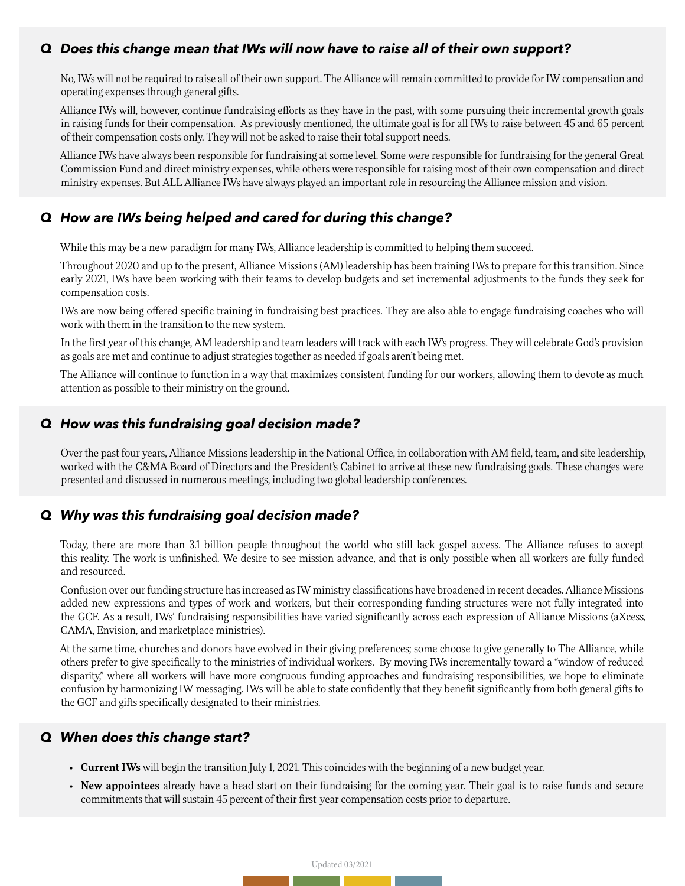## *Q Does this change mean that IWs will now have to raise all of their own support?*

No, IWs will not be required to raise all of their own support. The Alliance will remain committed to provide for IW compensation and operating expenses through general gifts.

Alliance IWs will, however, continue fundraising efforts as they have in the past, with some pursuing their incremental growth goals in raising funds for their compensation. As previously mentioned, the ultimate goal is for all IWs to raise between 45 and 65 percent of their compensation costs only. They will not be asked to raise their total support needs.

Alliance IWs have always been responsible for fundraising at some level. Some were responsible for fundraising for the general Great Commission Fund and direct ministry expenses, while others were responsible for raising most of their own compensation and direct ministry expenses. But ALL Alliance IWs have always played an important role in resourcing the Alliance mission and vision.

## *Q How are IWs being helped and cared for during this change?*

While this may be a new paradigm for many IWs, Alliance leadership is committed to helping them succeed.

Throughout 2020 and up to the present, Alliance Missions (AM) leadership has been training IWs to prepare for this transition. Since early 2021, IWs have been working with their teams to develop budgets and set incremental adjustments to the funds they seek for compensation costs.

IWs are now being offered specific training in fundraising best practices. They are also able to engage fundraising coaches who will work with them in the transition to the new system.

In the first year of this change, AM leadership and team leaders will track with each IW's progress. They will celebrate God's provision as goals are met and continue to adjust strategies together as needed if goals aren't being met.

The Alliance will continue to function in a way that maximizes consistent funding for our workers, allowing them to devote as much attention as possible to their ministry on the ground.

## *Q How was this fundraising goal decision made?*

Over the past four years, Alliance Missions leadership in the National Office, in collaboration with AM field, team, and site leadership, worked with the C&MA Board of Directors and the President's Cabinet to arrive at these new fundraising goals. These changes were presented and discussed in numerous meetings, including two global leadership conferences.

## *Q Why was this fundraising goal decision made?*

Today, there are more than 3.1 billion people throughout the world who still lack gospel access. The Alliance refuses to accept this reality. The work is unfinished. We desire to see mission advance, and that is only possible when all workers are fully funded and resourced.

Confusion over our funding structure has increased as IW ministry classifications have broadened in recent decades. Alliance Missions added new expressions and types of work and workers, but their corresponding funding structures were not fully integrated into the GCF. As a result, IWs' fundraising responsibilities have varied significantly across each expression of Alliance Missions (aXcess, CAMA, Envision, and marketplace ministries).

At the same time, churches and donors have evolved in their giving preferences; some choose to give generally to The Alliance, while others prefer to give specifically to the ministries of individual workers. By moving IWs incrementally toward a "window of reduced disparity," where all workers will have more congruous funding approaches and fundraising responsibilities, we hope to eliminate confusion by harmonizing IW messaging. IWs will be able to state confidently that they benefit significantly from both general gifts to the GCF and gifts specifically designated to their ministries.

## *Q When does this change start?*

- **Current IWs** will begin the transition July 1, 2021. This coincides with the beginning of a new budget year.
- **New appointees** already have a head start on their fundraising for the coming year. Their goal is to raise funds and secure commitments that will sustain 45 percent of their first-year compensation costs prior to departure.

Updated 03/2021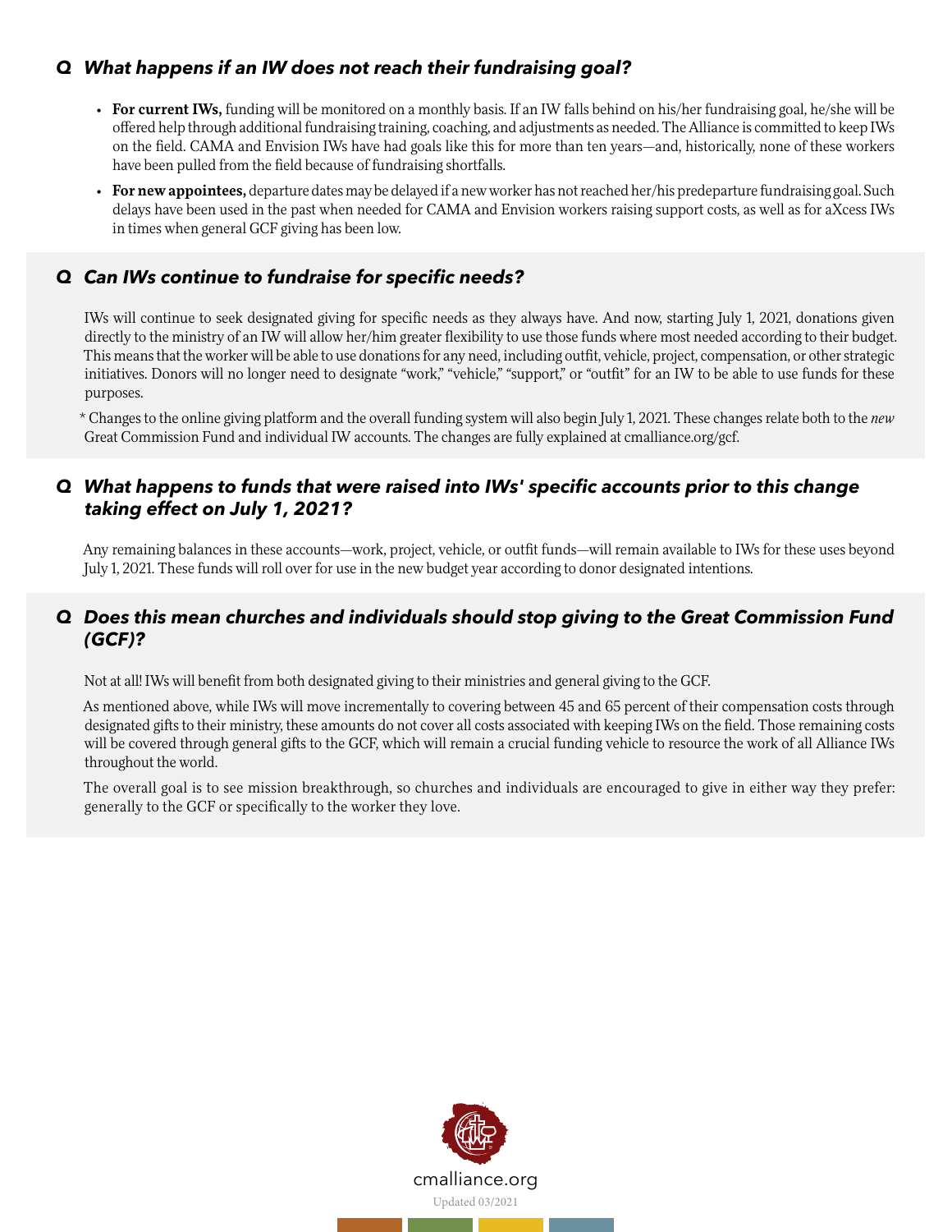### *Q What happens if an IW does not reach their fundraising goal?*

- **For current IWs,** funding will be monitored on a monthly basis. If an IW falls behind on his/her fundraising goal, he/she will be offered help through additional fundraising training, coaching, and adjustments as needed. The Alliance is committed to keep IWs on the field. CAMA and Envision IWs have had goals like this for more than ten years—and, historically, none of these workers have been pulled from the field because of fundraising shortfalls.
- **For new appointees,** departure dates may be delayed if a new worker has not reached her/his predeparture fundraising goal. Such delays have been used in the past when needed for CAMA and Envision workers raising support costs, as well as for aXcess IWs in times when general GCF giving has been low.

### *Q Can IWs continue to fundraise for specific needs?*

IWs will continue to seek designated giving for specific needs as they always have. And now, starting July 1, 2021, donations given directly to the ministry of an IW will allow her/him greater flexibility to use those funds where most needed according to their budget. This means that the worker will be able to use donations for any need, including outfit, vehicle, project, compensation, or other strategic initiatives. Donors will no longer need to designate "work," "vehicle," "support," or "outfit" for an IW to be able to use funds for these purposes.

* Changes to the online giving platform and the overall funding system will also begin July 1, 2021. These changes relate both to the *new* Great Commission Fund and individual IW accounts. The changes are fully explained at cmalliance.org/gcf.

### *Q What happens to funds that were raised into IWs' specific accounts prior to this change taking effect on July 1, 2021?*

Any remaining balances in these accounts—work, project, vehicle, or outfit funds—will remain available to IWs for these uses beyond July 1, 2021. These funds will roll over for use in the new budget year according to donor designated intentions.

### *Q Does this mean churches and individuals should stop giving to the Great Commission Fund (GCF)?*

Not at all! IWs will benefit from both designated giving to their ministries and general giving to the GCF.

As mentioned above, while IWs will move incrementally to covering between 45 and 65 percent of their compensation costs through designated gifts to their ministry, these amounts do not cover all costs associated with keeping IWs on the field. Those remaining costs will be covered through general gifts to the GCF, which will remain a crucial funding vehicle to resource the work of all Alliance IWs throughout the world.

The overall goal is to see mission breakthrough, so churches and individuals are encouraged to give in either way they prefer: generally to the GCF or specifically to the worker they love.

cmalliance.org

Updated 03/2021